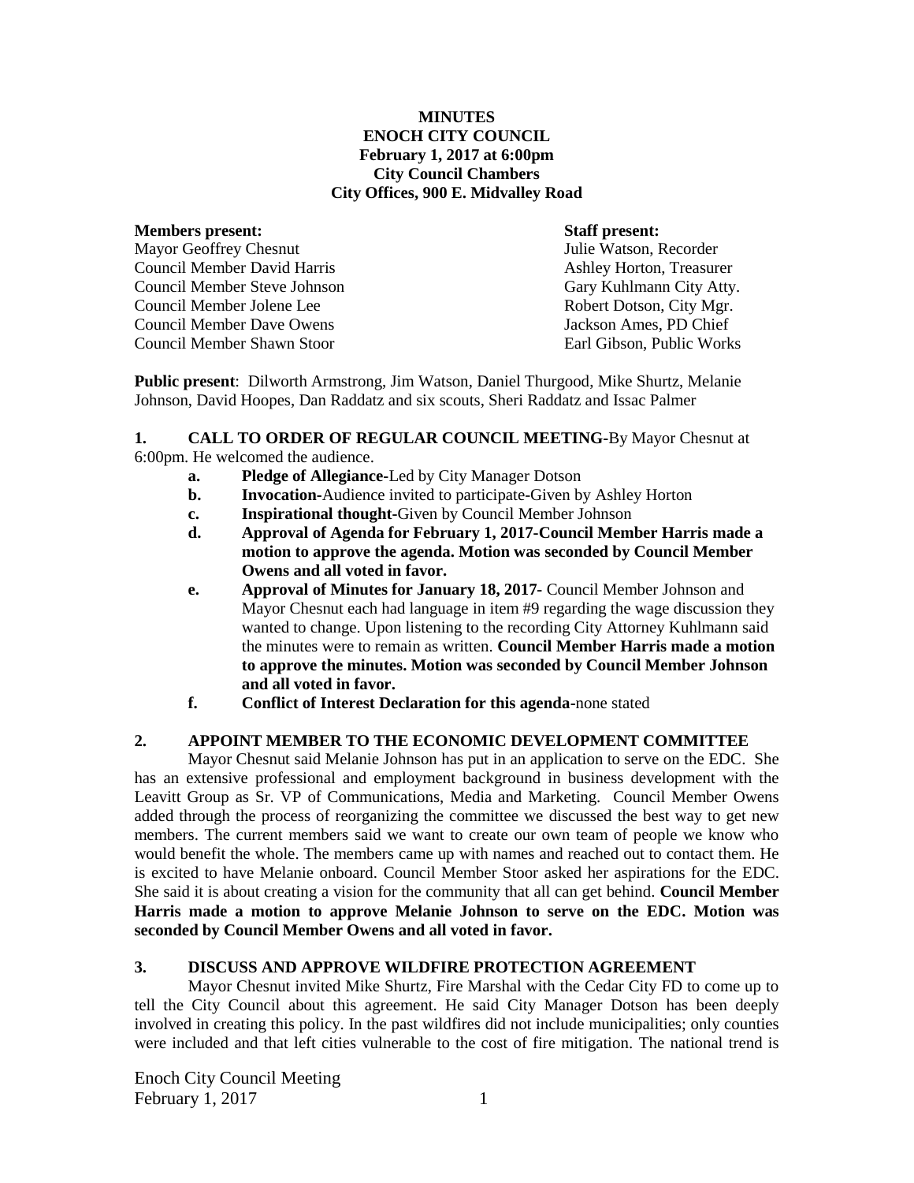**MINUTES**
**ENOCH CITY COUNCIL**
**February 1, 2017 at 6:00pm**
**City Council Chambers**
**City Offices, 900 E. Midvalley Road**

| **Members present:** | **Staff present:** |
| --- | --- |
| Mayor Geoffrey Chesnut | Julie Watson, Recorder |
| Council Member David Harris | Ashley Horton, Treasurer |
| Council Member Steve Johnson | Gary Kuhlmann City Atty. |
| Council Member Jolene Lee | Robert Dotson, City Mgr. |
| Council Member Dave Owens | Jackson Ames, PD Chief |
| Council Member Shawn Stoor | Earl Gibson, Public Works |

**Public present**: Dilworth Armstrong, Jim Watson, Daniel Thurgood, Mike Shurtz, Melanie Johnson, David Hoopes, Dan Raddatz and six scouts, Sheri Raddatz and Issac Palmer

**1. CALL TO ORDER OF REGULAR COUNCIL MEETING**-By Mayor Chesnut at 6:00pm. He welcomed the audience.

- **a. Pledge of Allegiance**-Led by City Manager Dotson
- **b. Invocation**-Audience invited to participate-Given by Ashley Horton
- **c. Inspirational thought**-Given by Council Member Johnson
- **d. Approval of Agenda for February 1, 2017-Council Member Harris made a motion to approve the agenda. Motion was seconded by Council Member Owens and all voted in favor.**
- **e. Approval of Minutes for January 18, 2017**- Council Member Johnson and Mayor Chesnut each had language in item #9 regarding the wage discussion they wanted to change. Upon listening to the recording City Attorney Kuhlmann said the minutes were to remain as written. **Council Member Harris made a motion to approve the minutes. Motion was seconded by Council Member Johnson and all voted in favor.**
- **f. Conflict of Interest Declaration for this agenda**-none stated

**2. APPOINT MEMBER TO THE ECONOMIC DEVELOPMENT COMMITTEE**

Mayor Chesnut said Melanie Johnson has put in an application to serve on the EDC. She has an extensive professional and employment background in business development with the Leavitt Group as Sr. VP of Communications, Media and Marketing. Council Member Owens added through the process of reorganizing the committee we discussed the best way to get new members. The current members said we want to create our own team of people we know who would benefit the whole. The members came up with names and reached out to contact them. He is excited to have Melanie onboard. Council Member Stoor asked her aspirations for the EDC. She said it is about creating a vision for the community that all can get behind. **Council Member Harris made a motion to approve Melanie Johnson to serve on the EDC. Motion was seconded by Council Member Owens and all voted in favor.**

**3. DISCUSS AND APPROVE WILDFIRE PROTECTION AGREEMENT**

Mayor Chesnut invited Mike Shurtz, Fire Marshal with the Cedar City FD to come up to tell the City Council about this agreement. He said City Manager Dotson has been deeply involved in creating this policy. In the past wildfires did not include municipalities; only counties were included and that left cities vulnerable to the cost of fire mitigation. The national trend is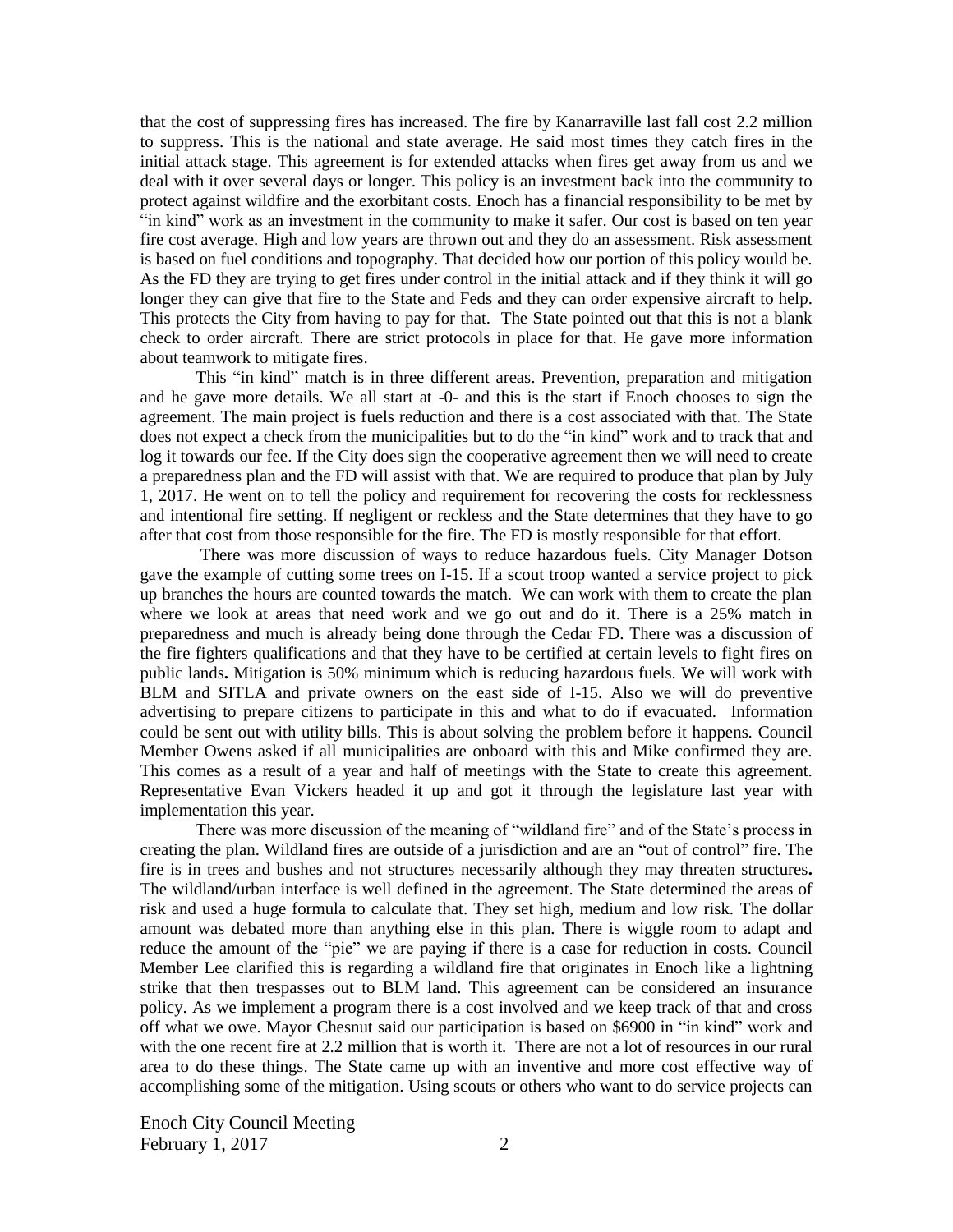that the cost of suppressing fires has increased. The fire by Kanarraville last fall cost 2.2 million to suppress. This is the national and state average. He said most times they catch fires in the initial attack stage. This agreement is for extended attacks when fires get away from us and we deal with it over several days or longer. This policy is an investment back into the community to protect against wildfire and the exorbitant costs. Enoch has a financial responsibility to be met by "in kind" work as an investment in the community to make it safer. Our cost is based on ten year fire cost average. High and low years are thrown out and they do an assessment. Risk assessment is based on fuel conditions and topography. That decided how our portion of this policy would be. As the FD they are trying to get fires under control in the initial attack and if they think it will go longer they can give that fire to the State and Feds and they can order expensive aircraft to help. This protects the City from having to pay for that. The State pointed out that this is not a blank check to order aircraft. There are strict protocols in place for that. He gave more information about teamwork to mitigate fires.

This "in kind" match is in three different areas. Prevention, preparation and mitigation and he gave more details. We all start at -0- and this is the start if Enoch chooses to sign the agreement. The main project is fuels reduction and there is a cost associated with that. The State does not expect a check from the municipalities but to do the "in kind" work and to track that and log it towards our fee. If the City does sign the cooperative agreement then we will need to create a preparedness plan and the FD will assist with that. We are required to produce that plan by July 1, 2017. He went on to tell the policy and requirement for recovering the costs for recklessness and intentional fire setting. If negligent or reckless and the State determines that they have to go after that cost from those responsible for the fire. The FD is mostly responsible for that effort.

There was more discussion of ways to reduce hazardous fuels. City Manager Dotson gave the example of cutting some trees on I-15. If a scout troop wanted a service project to pick up branches the hours are counted towards the match. We can work with them to create the plan where we look at areas that need work and we go out and do it. There is a 25% match in preparedness and much is already being done through the Cedar FD. There was a discussion of the fire fighters qualifications and that they have to be certified at certain levels to fight fires on public lands. Mitigation is 50% minimum which is reducing hazardous fuels. We will work with BLM and SITLA and private owners on the east side of I-15. Also we will do preventive advertising to prepare citizens to participate in this and what to do if evacuated. Information could be sent out with utility bills. This is about solving the problem before it happens. Council Member Owens asked if all municipalities are onboard with this and Mike confirmed they are. This comes as a result of a year and half of meetings with the State to create this agreement. Representative Evan Vickers headed it up and got it through the legislature last year with implementation this year.

There was more discussion of the meaning of "wildland fire" and of the State's process in creating the plan. Wildland fires are outside of a jurisdiction and are an "out of control" fire. The fire is in trees and bushes and not structures necessarily although they may threaten structures. The wildland/urban interface is well defined in the agreement. The State determined the areas of risk and used a huge formula to calculate that. They set high, medium and low risk. The dollar amount was debated more than anything else in this plan. There is wiggle room to adapt and reduce the amount of the "pie" we are paying if there is a case for reduction in costs. Council Member Lee clarified this is regarding a wildland fire that originates in Enoch like a lightning strike that then trespasses out to BLM land. This agreement can be considered an insurance policy. As we implement a program there is a cost involved and we keep track of that and cross off what we owe. Mayor Chesnut said our participation is based on $6900 in "in kind" work and with the one recent fire at 2.2 million that is worth it. There are not a lot of resources in our rural area to do these things. The State came up with an inventive and more cost effective way of accomplishing some of the mitigation. Using scouts or others who want to do service projects can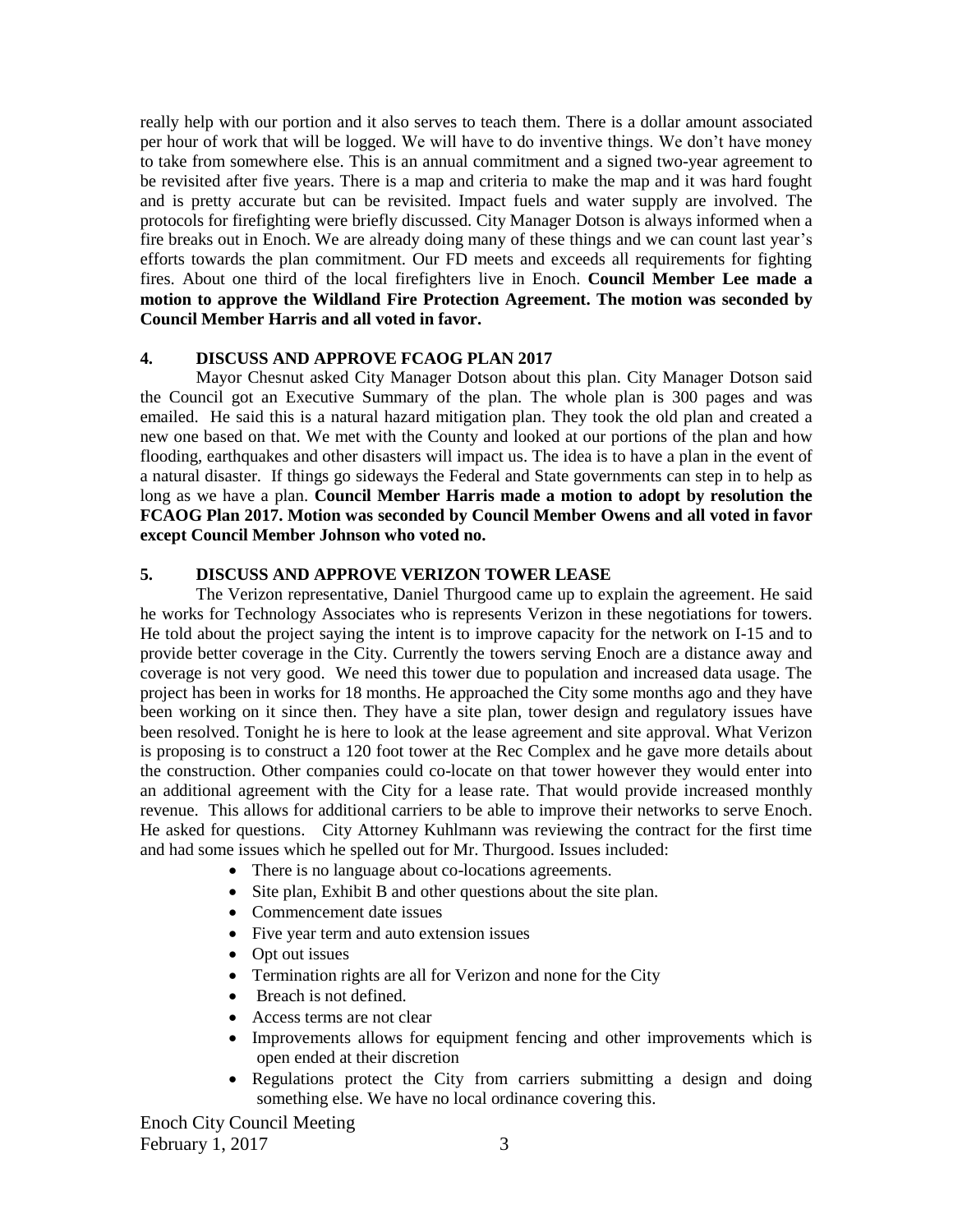really help with our portion and it also serves to teach them. There is a dollar amount associated per hour of work that will be logged. We will have to do inventive things. We don't have money to take from somewhere else. This is an annual commitment and a signed two-year agreement to be revisited after five years. There is a map and criteria to make the map and it was hard fought and is pretty accurate but can be revisited. Impact fuels and water supply are involved. The protocols for firefighting were briefly discussed. City Manager Dotson is always informed when a fire breaks out in Enoch. We are already doing many of these things and we can count last year's efforts towards the plan commitment. Our FD meets and exceeds all requirements for fighting fires. About one third of the local firefighters live in Enoch. **Council Member Lee made a motion to approve the Wildland Fire Protection Agreement. The motion was seconded by Council Member Harris and all voted in favor.**

## 4. DISCUSS AND APPROVE FCAOG PLAN 2017

Mayor Chesnut asked City Manager Dotson about this plan. City Manager Dotson said the Council got an Executive Summary of the plan. The whole plan is 300 pages and was emailed. He said this is a natural hazard mitigation plan. They took the old plan and created a new one based on that. We met with the County and looked at our portions of the plan and how flooding, earthquakes and other disasters will impact us. The idea is to have a plan in the event of a natural disaster. If things go sideways the Federal and State governments can step in to help as long as we have a plan. **Council Member Harris made a motion to adopt by resolution the FCAOG Plan 2017. Motion was seconded by Council Member Owens and all voted in favor except Council Member Johnson who voted no.**

## 5. DISCUSS AND APPROVE VERIZON TOWER LEASE

The Verizon representative, Daniel Thurgood came up to explain the agreement. He said he works for Technology Associates who is represents Verizon in these negotiations for towers. He told about the project saying the intent is to improve capacity for the network on I-15 and to provide better coverage in the City. Currently the towers serving Enoch are a distance away and coverage is not very good. We need this tower due to population and increased data usage. The project has been in works for 18 months. He approached the City some months ago and they have been working on it since then. They have a site plan, tower design and regulatory issues have been resolved. Tonight he is here to look at the lease agreement and site approval. What Verizon is proposing is to construct a 120 foot tower at the Rec Complex and he gave more details about the construction. Other companies could co-locate on that tower however they would enter into an additional agreement with the City for a lease rate. That would provide increased monthly revenue. This allows for additional carriers to be able to improve their networks to serve Enoch. He asked for questions. City Attorney Kuhlmann was reviewing the contract for the first time and had some issues which he spelled out for Mr. Thurgood. Issues included:

- There is no language about co-locations agreements.
- Site plan, Exhibit B and other questions about the site plan.
- Commencement date issues
- Five year term and auto extension issues
- Opt out issues
- Termination rights are all for Verizon and none for the City
- Breach is not defined.
- Access terms are not clear
- Improvements allows for equipment fencing and other improvements which is open ended at their discretion
- Regulations protect the City from carriers submitting a design and doing something else. We have no local ordinance covering this.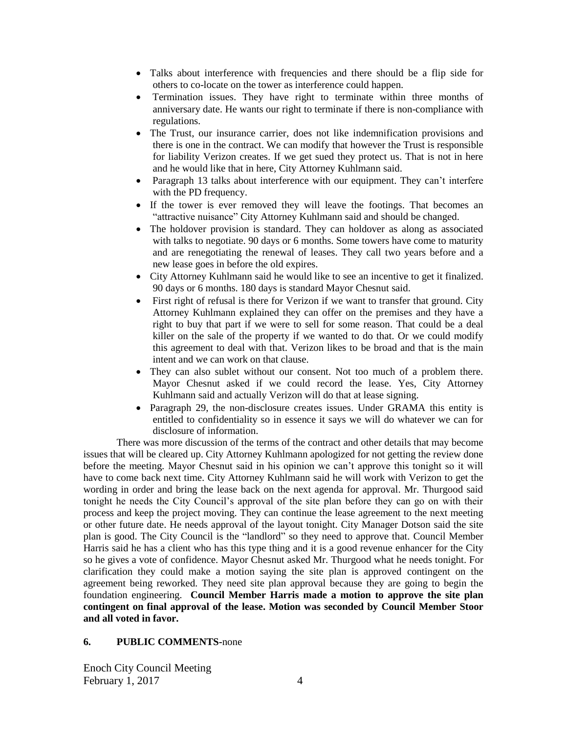- Talks about interference with frequencies and there should be a flip side for others to co-locate on the tower as interference could happen.
- Termination issues. They have right to terminate within three months of anniversary date. He wants our right to terminate if there is non-compliance with regulations.
- The Trust, our insurance carrier, does not like indemnification provisions and there is one in the contract. We can modify that however the Trust is responsible for liability Verizon creates. If we get sued they protect us. That is not in here and he would like that in here, City Attorney Kuhlmann said.
- Paragraph 13 talks about interference with our equipment. They can't interfere with the PD frequency.
- If the tower is ever removed they will leave the footings. That becomes an "attractive nuisance" City Attorney Kuhlmann said and should be changed.
- The holdover provision is standard. They can holdover as along as associated with talks to negotiate. 90 days or 6 months. Some towers have come to maturity and are renegotiating the renewal of leases. They call two years before and a new lease goes in before the old expires.
- City Attorney Kuhlmann said he would like to see an incentive to get it finalized. 90 days or 6 months. 180 days is standard Mayor Chesnut said.
- First right of refusal is there for Verizon if we want to transfer that ground. City Attorney Kuhlmann explained they can offer on the premises and they have a right to buy that part if we were to sell for some reason. That could be a deal killer on the sale of the property if we wanted to do that. Or we could modify this agreement to deal with that. Verizon likes to be broad and that is the main intent and we can work on that clause.
- They can also sublet without our consent. Not too much of a problem there. Mayor Chesnut asked if we could record the lease. Yes, City Attorney Kuhlmann said and actually Verizon will do that at lease signing.
- Paragraph 29, the non-disclosure creates issues. Under GRAMA this entity is entitled to confidentiality so in essence it says we will do whatever we can for disclosure of information.

There was more discussion of the terms of the contract and other details that may become issues that will be cleared up. City Attorney Kuhlmann apologized for not getting the review done before the meeting. Mayor Chesnut said in his opinion we can't approve this tonight so it will have to come back next time. City Attorney Kuhlmann said he will work with Verizon to get the wording in order and bring the lease back on the next agenda for approval. Mr. Thurgood said tonight he needs the City Council's approval of the site plan before they can go on with their process and keep the project moving. They can continue the lease agreement to the next meeting or other future date. He needs approval of the layout tonight. City Manager Dotson said the site plan is good. The City Council is the "landlord" so they need to approve that. Council Member Harris said he has a client who has this type thing and it is a good revenue enhancer for the City so he gives a vote of confidence. Mayor Chesnut asked Mr. Thurgood what he needs tonight. For clarification they could make a motion saying the site plan is approved contingent on the agreement being reworked. They need site plan approval because they are going to begin the foundation engineering. **Council Member Harris made a motion to approve the site plan contingent on final approval of the lease. Motion was seconded by Council Member Stoor and all voted in favor.**

**6. PUBLIC COMMENTS**-none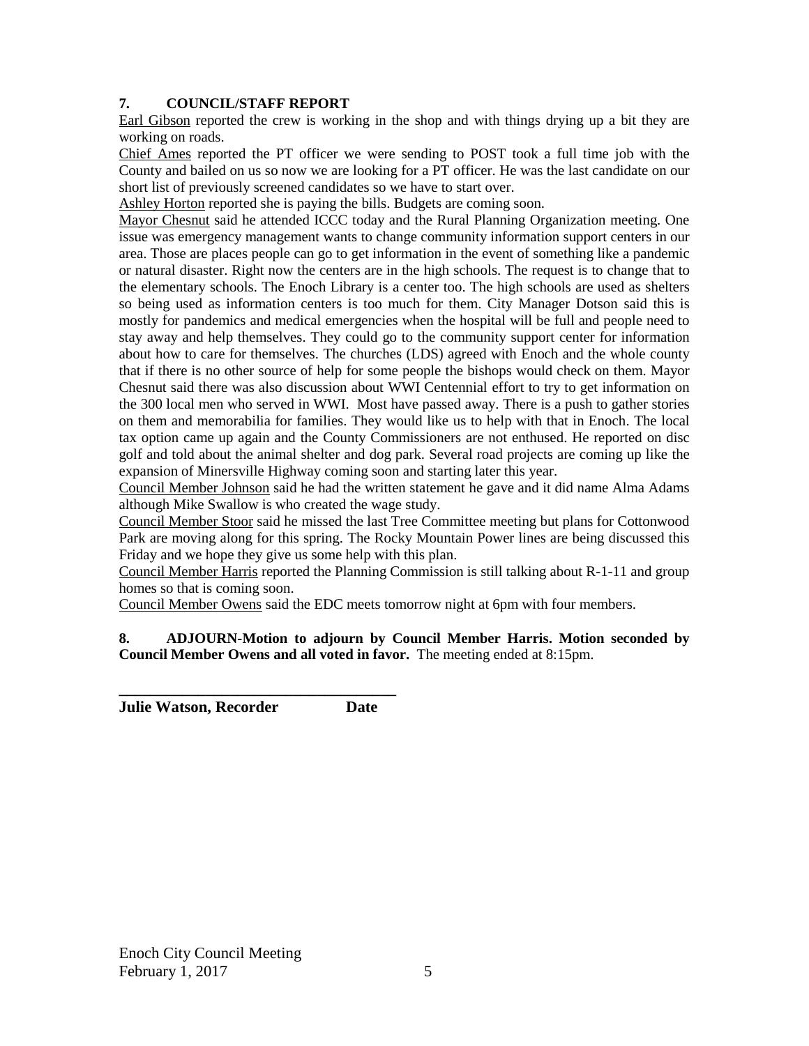**7. COUNCIL/STAFF REPORT**

Earl Gibson reported the crew is working in the shop and with things drying up a bit they are working on roads.

Chief Ames reported the PT officer we were sending to POST took a full time job with the County and bailed on us so now we are looking for a PT officer. He was the last candidate on our short list of previously screened candidates so we have to start over.

Ashley Horton reported she is paying the bills. Budgets are coming soon.

Mayor Chesnut said he attended ICCC today and the Rural Planning Organization meeting. One issue was emergency management wants to change community information support centers in our area. Those are places people can go to get information in the event of something like a pandemic or natural disaster. Right now the centers are in the high schools. The request is to change that to the elementary schools. The Enoch Library is a center too. The high schools are used as shelters so being used as information centers is too much for them. City Manager Dotson said this is mostly for pandemics and medical emergencies when the hospital will be full and people need to stay away and help themselves. They could go to the community support center for information about how to care for themselves. The churches (LDS) agreed with Enoch and the whole county that if there is no other source of help for some people the bishops would check on them. Mayor Chesnut said there was also discussion about WWI Centennial effort to try to get information on the 300 local men who served in WWI. Most have passed away. There is a push to gather stories on them and memorabilia for families. They would like us to help with that in Enoch. The local tax option came up again and the County Commissioners are not enthused. He reported on disc golf and told about the animal shelter and dog park. Several road projects are coming up like the expansion of Minersville Highway coming soon and starting later this year.

Council Member Johnson said he had the written statement he gave and it did name Alma Adams although Mike Swallow is who created the wage study.

Council Member Stoor said he missed the last Tree Committee meeting but plans for Cottonwood Park are moving along for this spring. The Rocky Mountain Power lines are being discussed this Friday and we hope they give us some help with this plan.

Council Member Harris reported the Planning Commission is still talking about R-1-11 and group homes so that is coming soon.

Council Member Owens said the EDC meets tomorrow night at 6pm with four members.

**8. ADJOURN-Motion to adjourn by Council Member Harris. Motion seconded by Council Member Owens and all voted in favor.** The meeting ended at 8:15pm.

\_\_\_\_\_\_\_\_\_\_\_\_\_\_\_\_\_\_\_\_\_\_\_\_\_\_\_\_\_\_\_\_\_\_\_\_

**Julie Watson, Recorder Date**